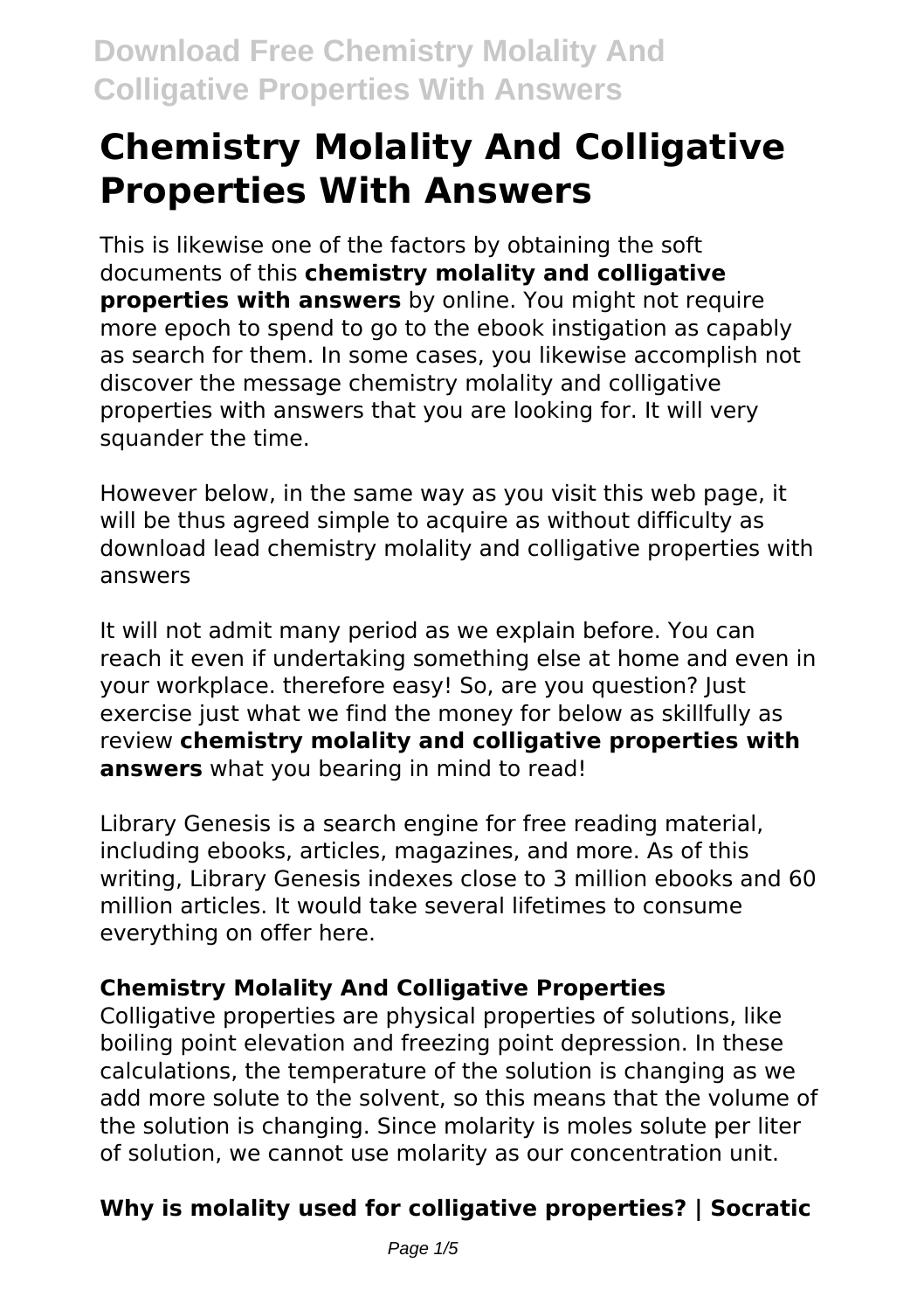# Chemistry Molality And Colligative Properties With Answers

This is likewise one of the factors by obtaining the soft documents of this **chemistry molality and colligative properties with answers** by online. You might not require more epoch to spend to go to the ebook instigation as capably as search for them. In some cases, you likewise accomplish not discover the message chemistry molality and colligative properties with answers that you are looking for. It will very squander the time.

However below, in the same way as you visit this web page, it will be thus agreed simple to acquire as without difficulty as download lead chemistry molality and colligative properties with answers

It will not admit many period as we explain before. You can reach it even if undertaking something else at home and even in your workplace. therefore easy! So, are you question? Just exercise just what we find the money for below as skillfully as review **chemistry molality and colligative properties with answers** what you bearing in mind to read!

Library Genesis is a search engine for free reading material, including ebooks, articles, magazines, and more. As of this writing, Library Genesis indexes close to 3 million ebooks and 60 million articles. It would take several lifetimes to consume everything on offer here.

## Chemistry Molality And Colligative Properties

Colligative properties are physical properties of solutions, like boiling point elevation and freezing point depression. In these calculations, the temperature of the solution is changing as we add more solute to the solvent, so this means that the volume of the solution is changing. Since molarity is moles solute per liter of solution, we cannot use molarity as our concentration unit.

## Why is molality used for colligative properties? | Socratic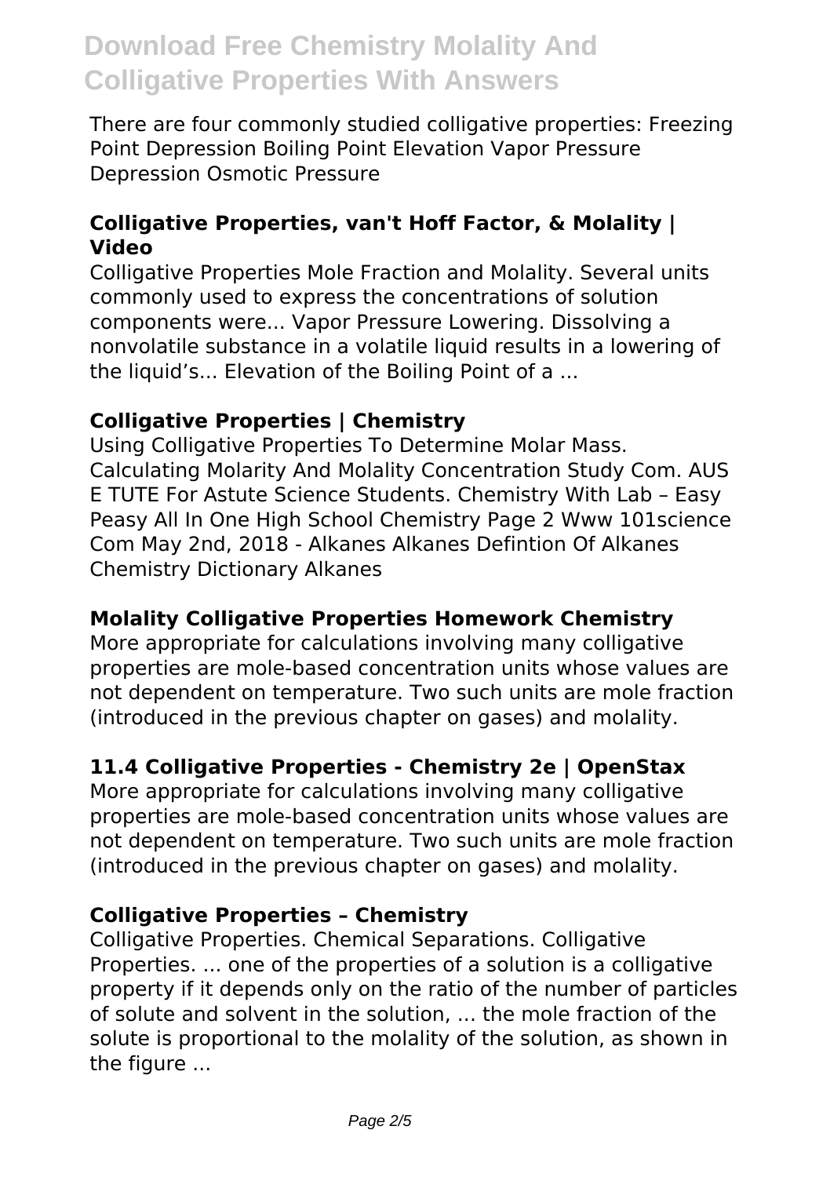There are four commonly studied colligative properties: Freezing Point Depression Boiling Point Elevation Vapor Pressure Depression Osmotic Pressure

### Colligative Properties, van't Hoff Factor, & Molality | Video

Colligative Properties Mole Fraction and Molality. Several units commonly used to express the concentrations of solution components were... Vapor Pressure Lowering. Dissolving a nonvolatile substance in a volatile liquid results in a lowering of the liquid's... Elevation of the Boiling Point of a ...

### Colligative Properties | Chemistry

Using Colligative Properties To Determine Molar Mass. Calculating Molarity And Molality Concentration Study Com. AUS E TUTE For Astute Science Students. Chemistry With Lab – Easy Peasy All In One High School Chemistry Page 2 Www 101science Com May 2nd, 2018 - Alkanes Alkanes Defintion Of Alkanes Chemistry Dictionary Alkanes

### Molality Colligative Properties Homework Chemistry

More appropriate for calculations involving many colligative properties are mole-based concentration units whose values are not dependent on temperature. Two such units are mole fraction (introduced in the previous chapter on gases) and molality.

### 11.4 Colligative Properties - Chemistry 2e | OpenStax

More appropriate for calculations involving many colligative properties are mole-based concentration units whose values are not dependent on temperature. Two such units are mole fraction (introduced in the previous chapter on gases) and molality.

### Colligative Properties – Chemistry

Colligative Properties. Chemical Separations. Colligative Properties. ... one of the properties of a solution is a colligative property if it depends only on the ratio of the number of particles of solute and solvent in the solution, ... the mole fraction of the solute is proportional to the molality of the solution, as shown in the figure ...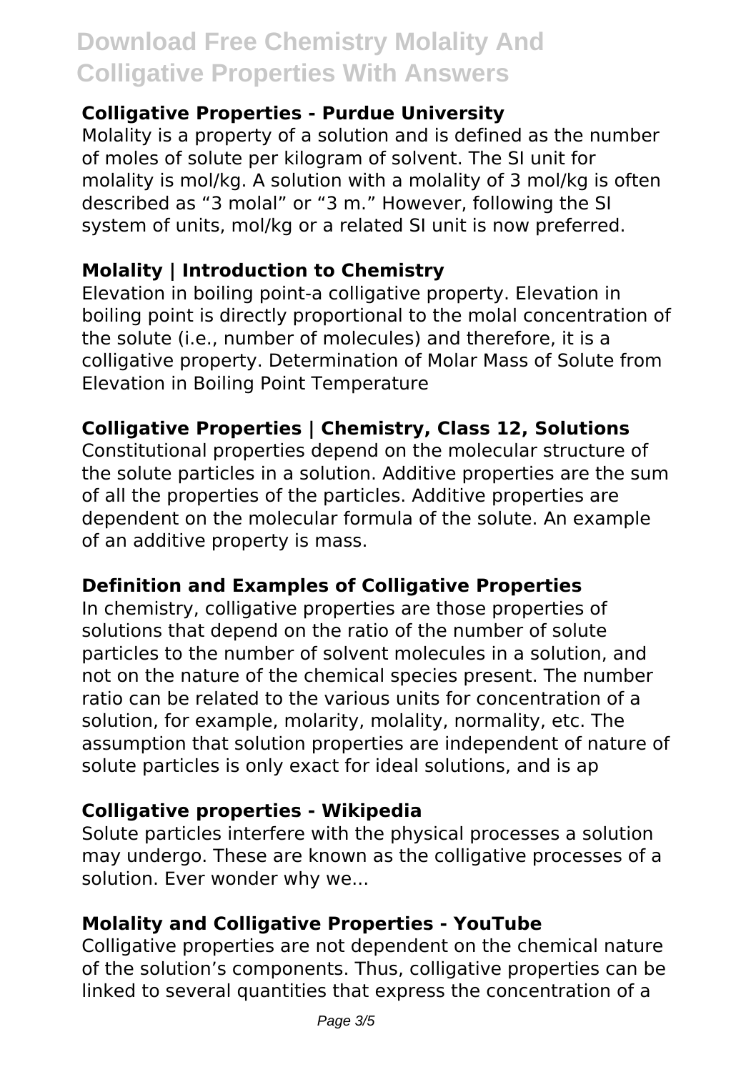### Colligative Properties - Purdue University

Molality is a property of a solution and is defined as the number of moles of solute per kilogram of solvent. The SI unit for molality is mol/kg. A solution with a molality of 3 mol/kg is often described as "3 molal" or "3 m." However, following the SI system of units, mol/kg or a related SI unit is now preferred.

### Molality | Introduction to Chemistry

Elevation in boiling point-a colligative property. Elevation in boiling point is directly proportional to the molal concentration of the solute (i.e., number of molecules) and therefore, it is a colligative property. Determination of Molar Mass of Solute from Elevation in Boiling Point Temperature

### Colligative Properties | Chemistry, Class 12, Solutions

Constitutional properties depend on the molecular structure of the solute particles in a solution. Additive properties are the sum of all the properties of the particles. Additive properties are dependent on the molecular formula of the solute. An example of an additive property is mass.

### Definition and Examples of Colligative Properties

In chemistry, colligative properties are those properties of solutions that depend on the ratio of the number of solute particles to the number of solvent molecules in a solution, and not on the nature of the chemical species present. The number ratio can be related to the various units for concentration of a solution, for example, molarity, molality, normality, etc. The assumption that solution properties are independent of nature of solute particles is only exact for ideal solutions, and is ap

### Colligative properties - Wikipedia

Solute particles interfere with the physical processes a solution may undergo. These are known as the colligative processes of a solution. Ever wonder why we...

### Molality and Colligative Properties - YouTube

Colligative properties are not dependent on the chemical nature of the solution's components. Thus, colligative properties can be linked to several quantities that express the concentration of a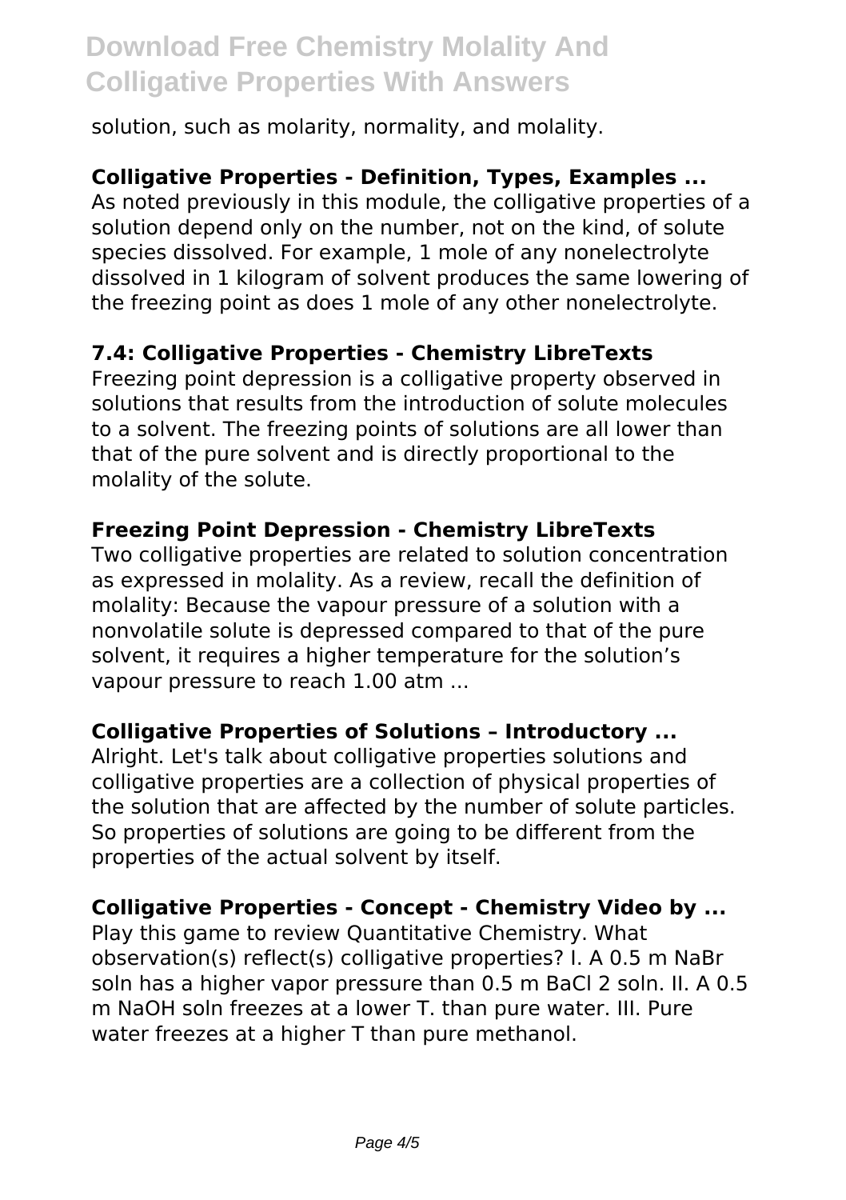solution, such as molarity, normality, and molality.

**Colligative Properties - Definition, Types, Examples ...**

As noted previously in this module, the colligative properties of a solution depend only on the number, not on the kind, of solute species dissolved. For example, 1 mole of any nonelectrolyte dissolved in 1 kilogram of solvent produces the same lowering of the freezing point as does 1 mole of any other nonelectrolyte.

**7.4: Colligative Properties - Chemistry LibreTexts**

Freezing point depression is a colligative property observed in solutions that results from the introduction of solute molecules to a solvent. The freezing points of solutions are all lower than that of the pure solvent and is directly proportional to the molality of the solute.

**Freezing Point Depression - Chemistry LibreTexts**

Two colligative properties are related to solution concentration as expressed in molality. As a review, recall the definition of molality: Because the vapour pressure of a solution with a nonvolatile solute is depressed compared to that of the pure solvent, it requires a higher temperature for the solution's vapour pressure to reach 1.00 atm ...

**Colligative Properties of Solutions – Introductory ...**

Alright. Let's talk about colligative properties solutions and colligative properties are a collection of physical properties of the solution that are affected by the number of solute particles. So properties of solutions are going to be different from the properties of the actual solvent by itself.

**Colligative Properties - Concept - Chemistry Video by ...**

Play this game to review Quantitative Chemistry. What observation(s) reflect(s) colligative properties? I. A 0.5 m NaBr soln has a higher vapor pressure than 0.5 m $BaCl_2$ soln. II. A 0.5 m NaOH soln freezes at a lower T. than pure water. III. Pure water freezes at a higher T than pure methanol.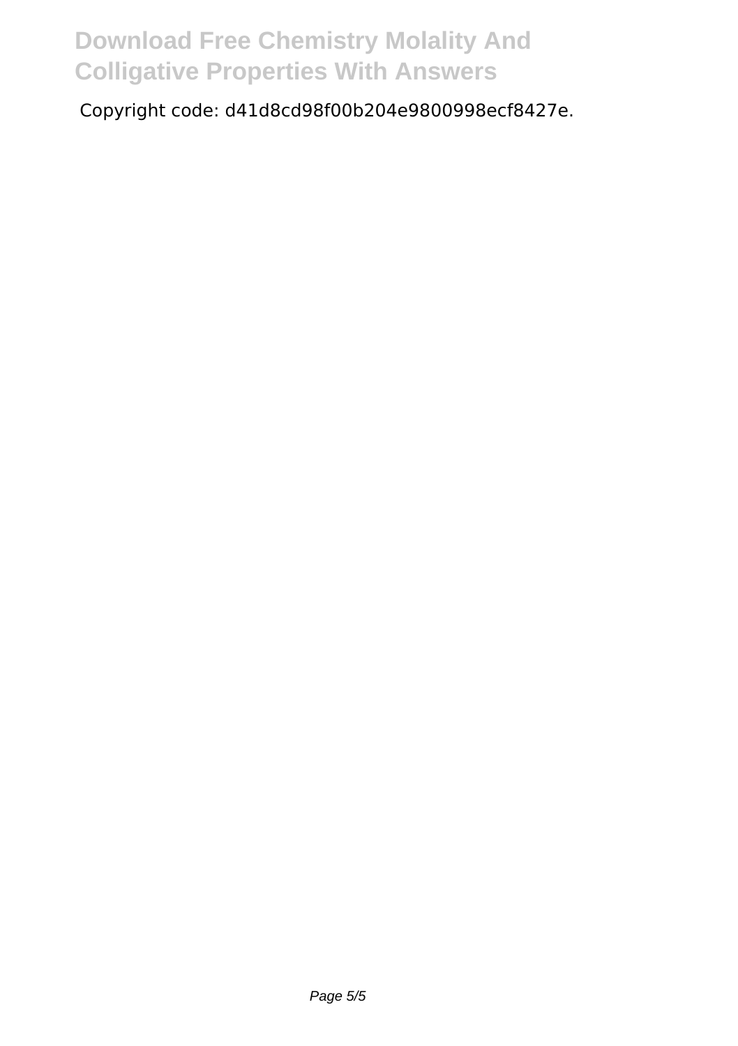Copyright code: d41d8cd98f00b204e9800998ecf8427e.